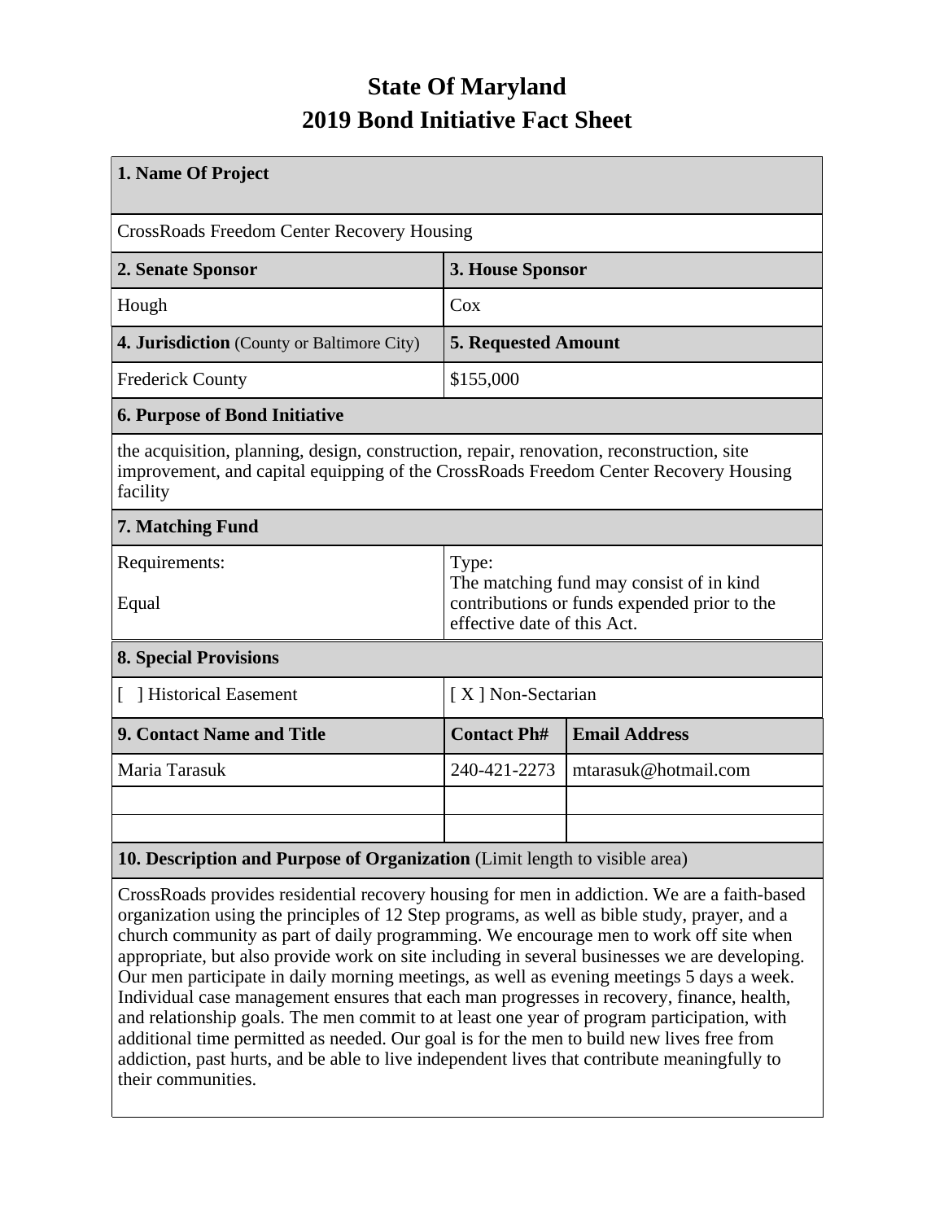# State Of Maryland
# 2019 Bond Initiative Fact Sheet

| **1. Name Of Project** | | |
|---|---|---|
| CrossRoads Freedom Center Recovery Housing | | |
| **2. Senate Sponsor** | **3. House Sponsor** | |
| Hough | Cox | |
| **4. Jurisdiction** (County or Baltimore City) | **5. Requested Amount** | |
| Frederick County | $155,000 | |
| **6. Purpose of Bond Initiative** | | |
| the acquisition, planning, design, construction, repair, renovation, reconstruction, site improvement, and capital equipping of the CrossRoads Freedom Center Recovery Housing facility | | |
| **7. Matching Fund** | | |
| Requirements:<br><br>Equal | Type:<br>The matching fund may consist of in kind contributions or funds expended prior to the effective date of this Act. | |
| **8. Special Provisions** | | |
| [ ] Historical Easement | [ X ] Non-Sectarian | |
| **9. Contact Name and Title** | **Contact Ph#** | **Email Address** |
| Maria Tarasuk | 240-421-2273 | mtarasuk@hotmail.com |
| | | |
| | | |
| **10. Description and Purpose of Organization** (Limit length to visible area) | | |
| CrossRoads provides residential recovery housing for men in addiction. We are a faith-based organization using the principles of 12 Step programs, as well as bible study, prayer, and a church community as part of daily programming. We encourage men to work off site when appropriate, but also provide work on site including in several businesses we are developing. Our men participate in daily morning meetings, as well as evening meetings 5 days a week. Individual case management ensures that each man progresses in recovery, finance, health, and relationship goals. The men commit to at least one year of program participation, with additional time permitted as needed. Our goal is for the men to build new lives free from addiction, past hurts, and be able to live independent lives that contribute meaningfully to their communities. | | |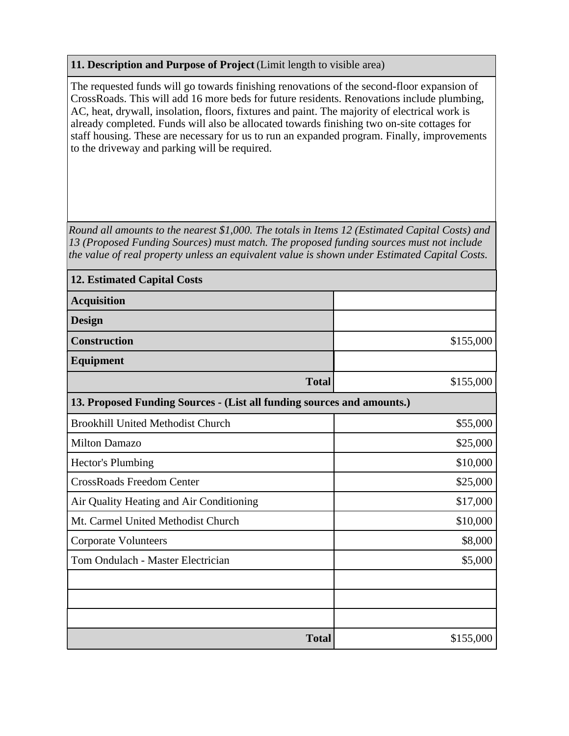**11. Description and Purpose of Project** (Limit length to visible area)

The requested funds will go towards finishing renovations of the second-floor expansion of CrossRoads. This will add 16 more beds for future residents. Renovations include plumbing, AC, heat, drywall, insolation, floors, fixtures and paint. The majority of electrical work is already completed. Funds will also be allocated towards finishing two on-site cottages for staff housing. These are necessary for us to run an expanded program. Finally, improvements to the driveway and parking will be required.

*Round all amounts to the nearest $1,000. The totals in Items 12 (Estimated Capital Costs) and 13 (Proposed Funding Sources) must match. The proposed funding sources must not include the value of real property unless an equivalent value is shown under Estimated Capital Costs.*

| **12. Estimated Capital Costs** | |
|---|---|
| **Acquisition** | |
| **Design** | |
| **Construction** | $155,000 |
| **Equipment** | |
| **Total** | $155,000 |

| **13. Proposed Funding Sources - (List all funding sources and amounts.)** | |
|---|---|
| Brookhill United Methodist Church | $55,000 |
| Milton Damazo | $25,000 |
| Hector's Plumbing | $10,000 |
| CrossRoads Freedom Center | $25,000 |
| Air Quality Heating and Air Conditioning | $17,000 |
| Mt. Carmel United Methodist Church | $10,000 |
| Corporate Volunteers | $8,000 |
| Tom Ondulach - Master Electrician | $5,000 |
| | |
| | |
| | |
| **Total** | $155,000 |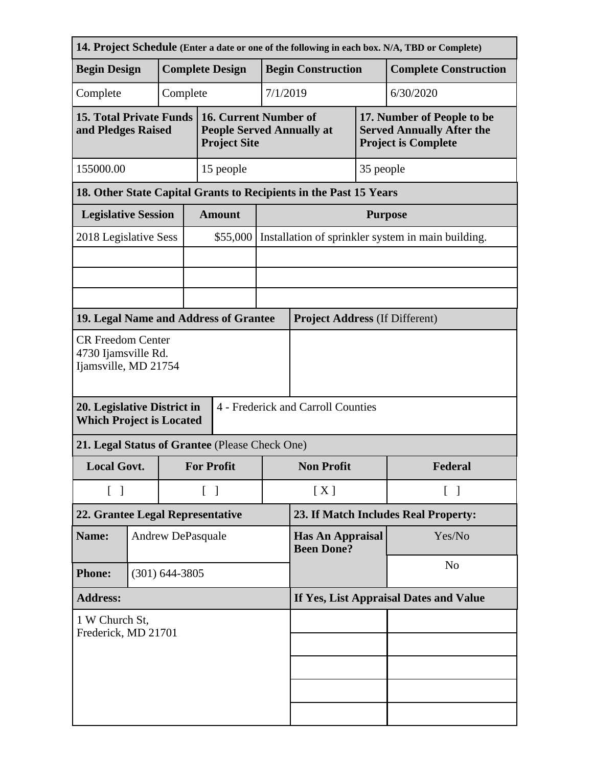| 14. Project Schedule (Enter a date or one of the following in each box. N/A, TBD or Complete) | | | |
|---|---|---|---|
| **Begin Design** | **Complete Design** | **Begin Construction** | **Complete Construction** |
| Complete | Complete | 7/1/2019 | 6/30/2020 |

| 15. Total Private Funds and Pledges Raised | 16. Current Number of People Served Annually at Project Site | 17. Number of People to be Served Annually After the Project is Complete |
|---|---|---|
| 155000.00 | 15 people | 35 people |

| 18. Other State Capital Grants to Recipients in the Past 15 Years | | |
|---|---|---|
| **Legislative Session** | **Amount** | **Purpose** |
| 2018 Legislative Sess | $55,000 | Installation of sprinkler system in main building. |
| | | |
| | | |
| | | |

| 19. Legal Name and Address of Grantee | Project Address (If Different) |
|---|---|
| CR Freedom Center<br>4730 Ijamsville Rd.<br>Ijamsville, MD 21754 | |

| 20. Legislative District in Which Project is Located | 4 - Frederick and Carroll Counties |
|---|---|

| 21. Legal Status of Grantee (Please Check One) | | | |
|---|---|---|---|
| **Local Govt.** | **For Profit** | **Non Profit** | **Federal** |
| [ ] | [ ] | [ X ] | [ ] |

| 22. Grantee Legal Representative | | 23. If Match Includes Real Property: | |
|---|---|---|---|
| **Name:** | Andrew DePasquale | **Has An Appraisal Been Done?** | Yes/No |
| **Phone:** | (301) 644-3805 | | No |
| **Address:** | | **If Yes, List Appraisal Dates and Value** | |
| 1 W Church St,<br>Frederick, MD 21701 | | | |
| | | | |
| | | | |
| | | | |
| | | | |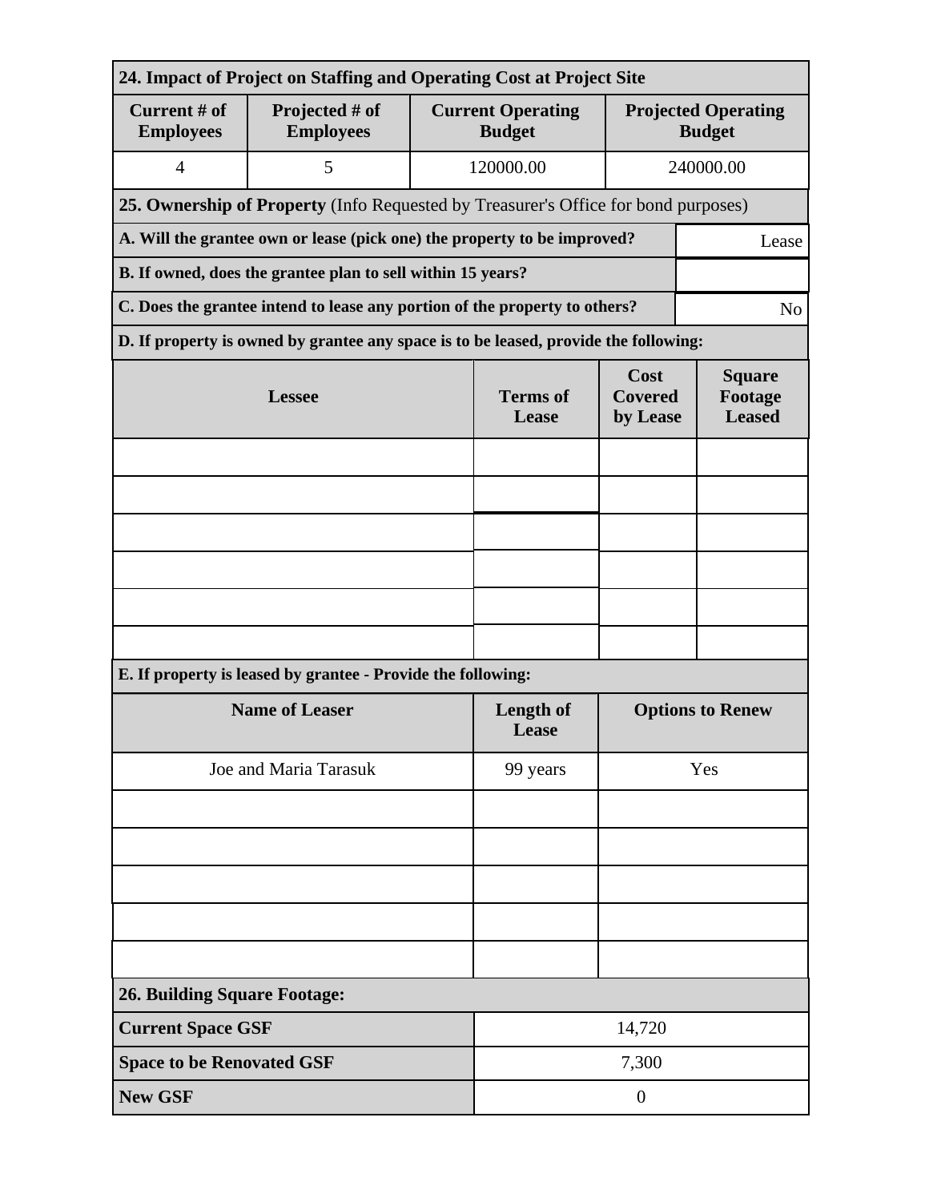**24. Impact of Project on Staffing and Operating Cost at Project Site**

| Current # of Employees | Projected # of Employees | Current Operating Budget | Projected Operating Budget |
|---|---|---|---|
| 4 | 5 | 120000.00 | 240000.00 |

**25. Ownership of Property** (Info Requested by Treasurer's Office for bond purposes)

| | |
|---|---|
| **A. Will the grantee own or lease (pick one) the property to be improved?** | Lease |
| **B. If owned, does the grantee plan to sell within 15 years?** | |
| **C. Does the grantee intend to lease any portion of the property to others?** | No |

**D. If property is owned by grantee any space is to be leased, provide the following:**

| Lessee | Terms of Lease | Cost Covered by Lease | Square Footage Leased |
|---|---|---|---|
| | | | |
| | | | |
| | | | |
| | | | |
| | | | |
| | | | |

**E. If property is leased by grantee - Provide the following:**

| Name of Leaser | Length of Lease | Options to Renew |
|---|---|---|
| Joe and Maria Tarasuk | 99 years | Yes |
| | | |
| | | |
| | | |
| | | |
| | | |

**26. Building Square Footage:**

| | |
|---|---|
| **Current Space GSF** | 14,720 |
| **Space to be Renovated GSF** | 7,300 |
| **New GSF** | 0 |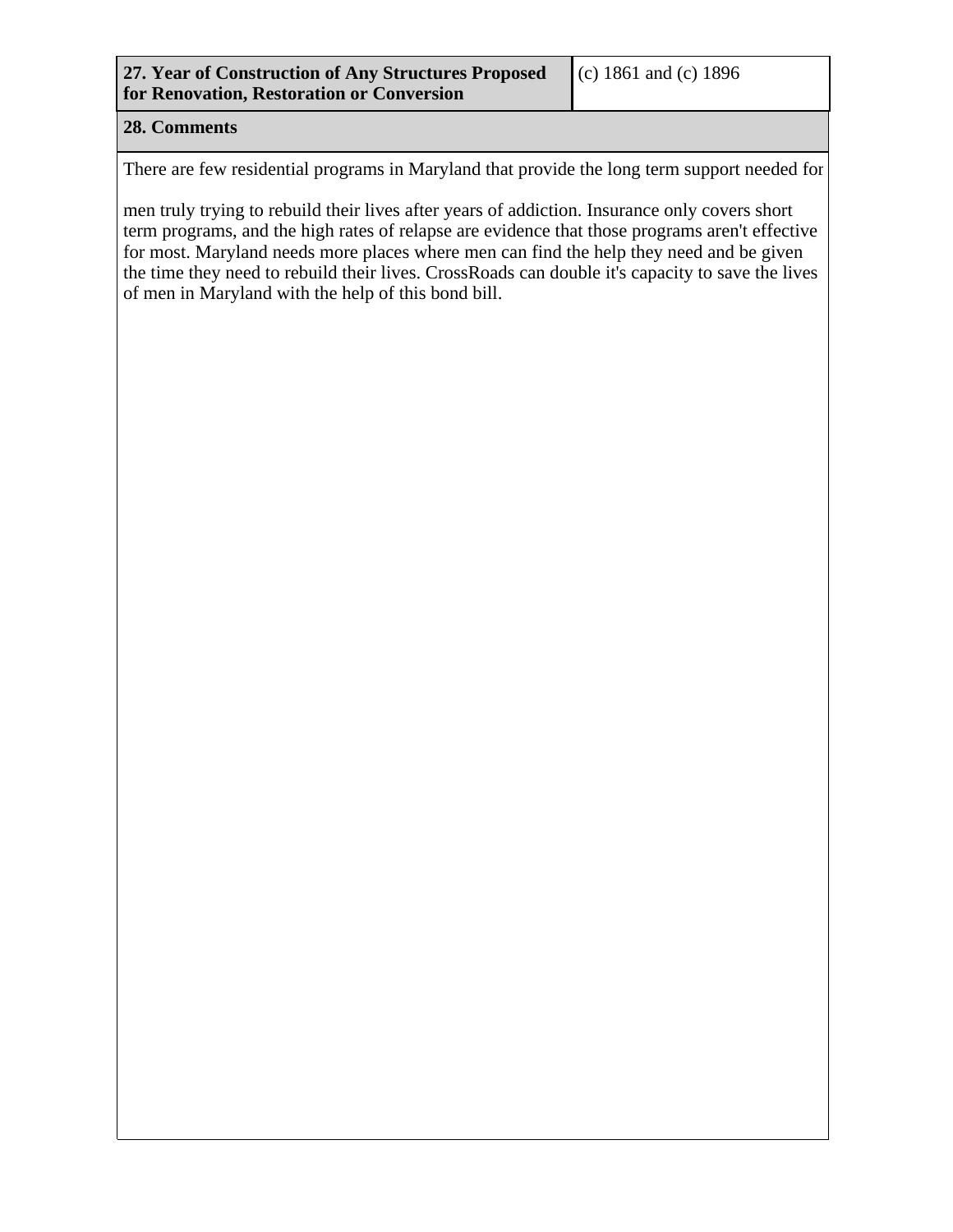| 27. Year of Construction of Any Structures Proposed for Renovation, Restoration or Conversion | (c) 1861 and (c) 1896 |
| --- | --- |

**28. Comments**

There are few residential programs in Maryland that provide the long term support needed for

men truly trying to rebuild their lives after years of addiction. Insurance only covers short term programs, and the high rates of relapse are evidence that those programs aren't effective for most. Maryland needs more places where men can find the help they need and be given the time they need to rebuild their lives. CrossRoads can double it's capacity to save the lives of men in Maryland with the help of this bond bill.